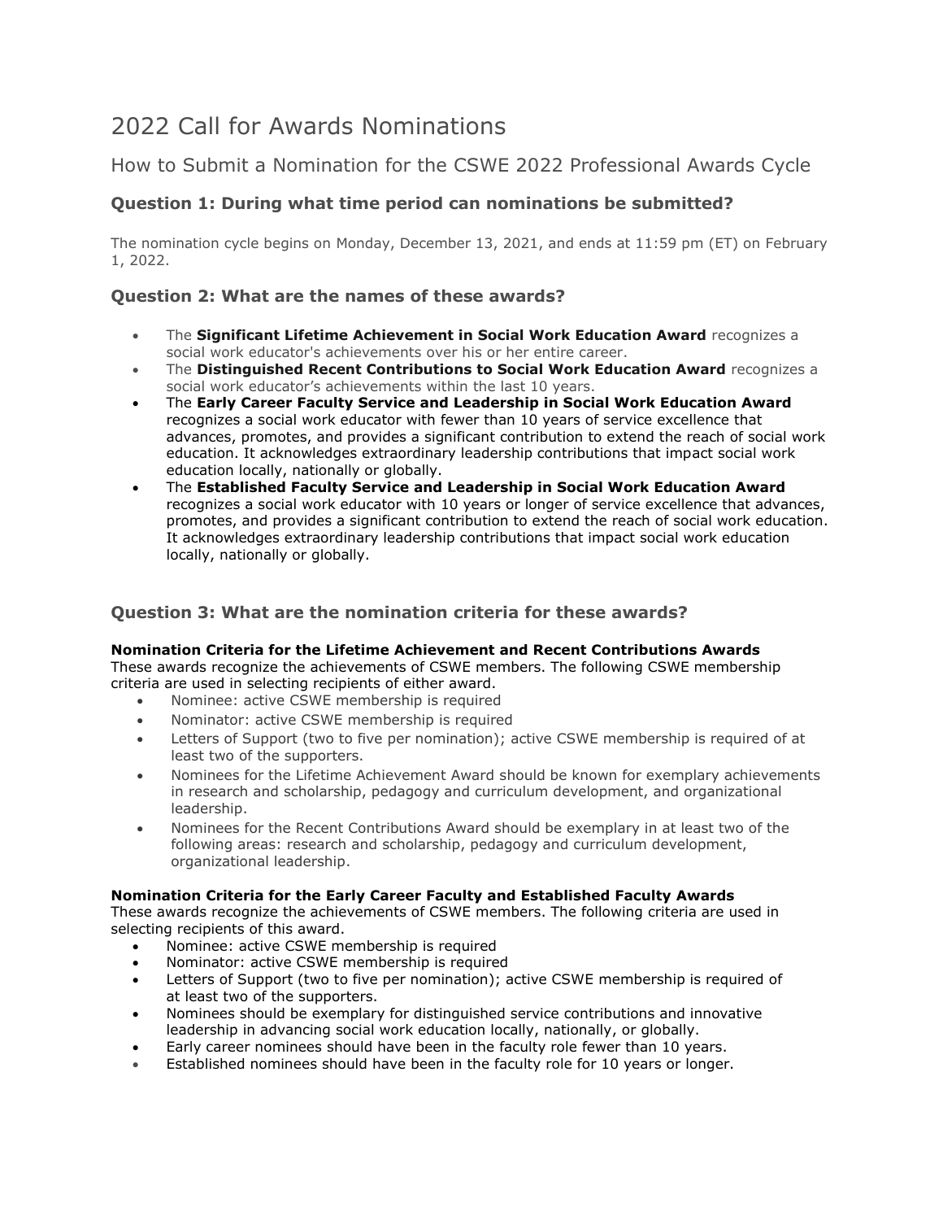# 2022 Call for Awards Nominations

## How to Submit a Nomination for the CSWE 2022 Professional Awards Cycle

### Question 1: During what time period can nominations be submitted?

The nomination cycle begins on Monday, December 13, 2021, and ends at 11:59 pm (ET) on February 1, 2022.

### Question 2: What are the names of these awards?

- The **Significant Lifetime Achievement in Social Work Education Award** recognizes a social work educator's achievements over his or her entire career.
- The **Distinguished Recent Contributions to Social Work Education Award** recognizes a social work educator's achievements within the last 10 years.
- The **Early Career Faculty Service and Leadership in Social Work Education Award** recognizes a social work educator with fewer than 10 years of service excellence that advances, promotes, and provides a significant contribution to extend the reach of social work education. It acknowledges extraordinary leadership contributions that impact social work education locally, nationally or globally.
- The **Established Faculty Service and Leadership in Social Work Education Award** recognizes a social work educator with 10 years or longer of service excellence that advances, promotes, and provides a significant contribution to extend the reach of social work education. It acknowledges extraordinary leadership contributions that impact social work education locally, nationally or globally.

### Question 3: What are the nomination criteria for these awards?

**Nomination Criteria for the Lifetime Achievement and Recent Contributions Awards**

These awards recognize the achievements of CSWE members. The following CSWE membership criteria are used in selecting recipients of either award.

- Nominee: active CSWE membership is required
- Nominator: active CSWE membership is required
- Letters of Support (two to five per nomination); active CSWE membership is required of at least two of the supporters.
- Nominees for the Lifetime Achievement Award should be known for exemplary achievements in research and scholarship, pedagogy and curriculum development, and organizational leadership.
- Nominees for the Recent Contributions Award should be exemplary in at least two of the following areas: research and scholarship, pedagogy and curriculum development, organizational leadership.

**Nomination Criteria for the Early Career Faculty and Established Faculty Awards**

These awards recognize the achievements of CSWE members. The following criteria are used in selecting recipients of this award.

- Nominee: active CSWE membership is required
- Nominator: active CSWE membership is required
- Letters of Support (two to five per nomination); active CSWE membership is required of at least two of the supporters.
- Nominees should be exemplary for distinguished service contributions and innovative leadership in advancing social work education locally, nationally, or globally.
- Early career nominees should have been in the faculty role fewer than 10 years.
- Established nominees should have been in the faculty role for 10 years or longer.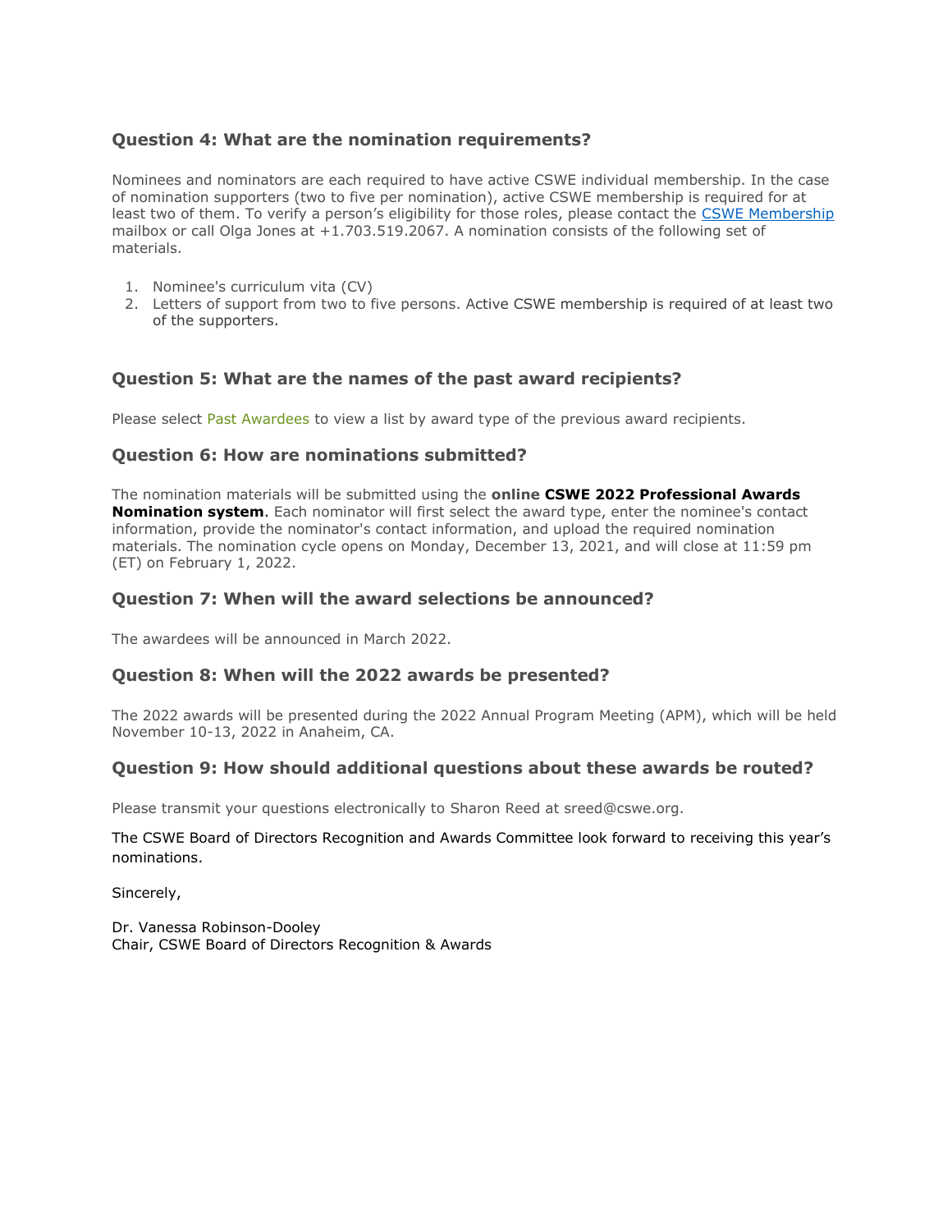### Question 4: What are the nomination requirements?

Nominees and nominators are each required to have active CSWE individual membership. In the case of nomination supporters (two to five per nomination), active CSWE membership is required for at least two of them. To verify a person's eligibility for those roles, please contact the CSWE Membership mailbox or call Olga Jones at +1.703.519.2067. A nomination consists of the following set of materials.

1. Nominee's curriculum vita (CV)
2. Letters of support from two to five persons. Active CSWE membership is required of at least two of the supporters.

### Question 5: What are the names of the past award recipients?

Please select Past Awardees to view a list by award type of the previous award recipients.

### Question 6: How are nominations submitted?

The nomination materials will be submitted using the **online CSWE 2022 Professional Awards Nomination system**. Each nominator will first select the award type, enter the nominee's contact information, provide the nominator's contact information, and upload the required nomination materials. The nomination cycle opens on Monday, December 13, 2021, and will close at 11:59 pm (ET) on February 1, 2022.

### Question 7: When will the award selections be announced?

The awardees will be announced in March 2022.

### Question 8: When will the 2022 awards be presented?

The 2022 awards will be presented during the 2022 Annual Program Meeting (APM), which will be held November 10-13, 2022 in Anaheim, CA.

### Question 9: How should additional questions about these awards be routed?

Please transmit your questions electronically to Sharon Reed at sreed@cswe.org.

The CSWE Board of Directors Recognition and Awards Committee look forward to receiving this year's nominations.

Sincerely,

Dr. Vanessa Robinson-Dooley
Chair, CSWE Board of Directors Recognition & Awards